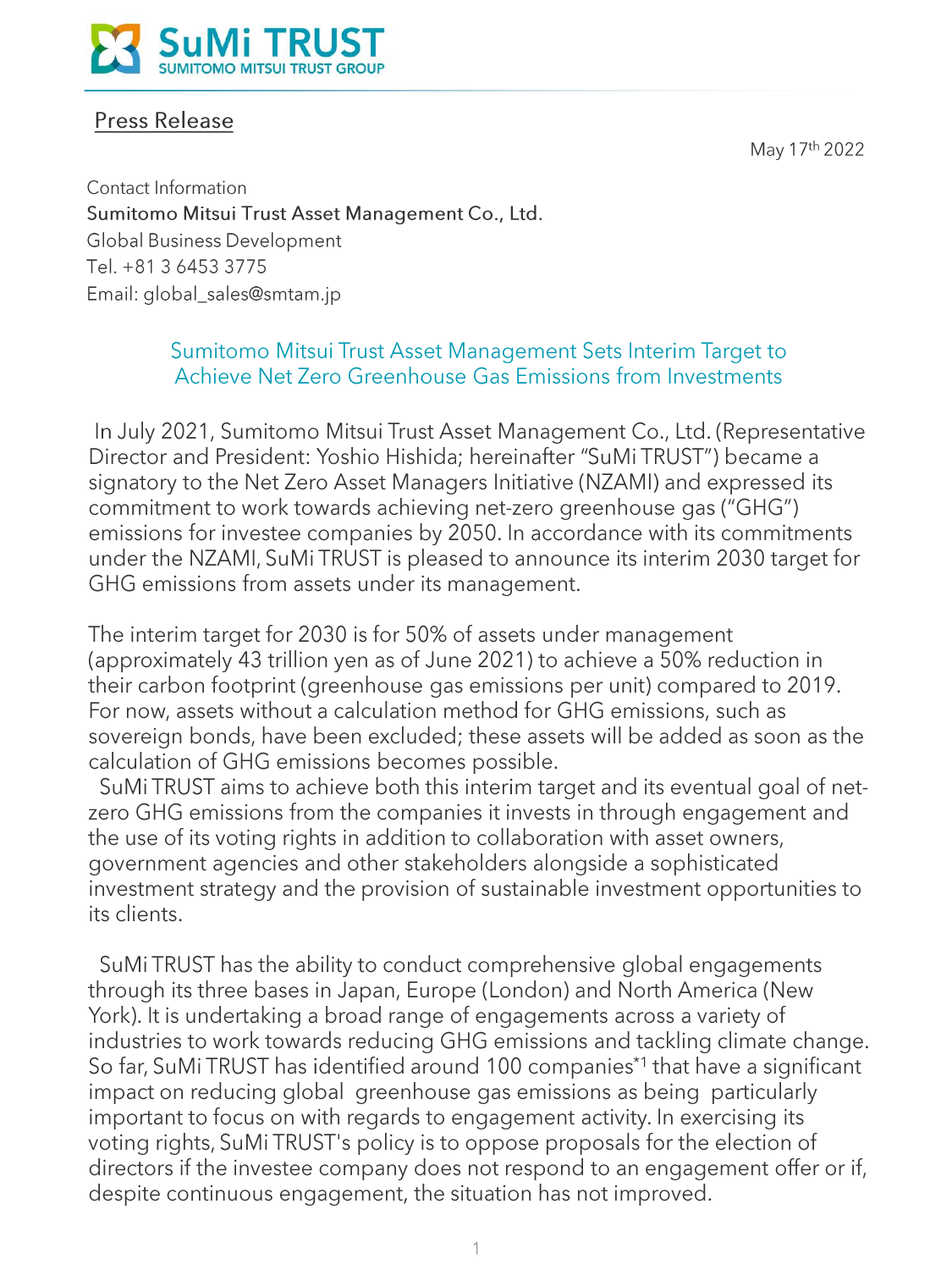SuMi TRUST
SUMITOMO MITSUI TRUST GROUP

Press Release

May 17th 2022

Contact Information
Sumitomo Mitsui Trust Asset Management Co., Ltd.
Global Business Development
Tel. +81 3 6453 3775
Email: global_sales@smtam.jp

## Sumitomo Mitsui Trust Asset Management Sets Interim Target to Achieve Net Zero Greenhouse Gas Emissions from Investments

In July 2021, Sumitomo Mitsui Trust Asset Management Co., Ltd. (Representative Director and President: Yoshio Hishida; hereinafter "SuMi TRUST") became a signatory to the Net Zero Asset Managers Initiative (NZAMI) and expressed its commitment to work towards achieving net-zero greenhouse gas ("GHG") emissions for investee companies by 2050. In accordance with its commitments under the NZAMI, SuMi TRUST is pleased to announce its interim 2030 target for GHG emissions from assets under its management.

The interim target for 2030 is for 50% of assets under management (approximately 43 trillion yen as of June 2021) to achieve a 50% reduction in their carbon footprint (greenhouse gas emissions per unit) compared to 2019. For now, assets without a calculation method for GHG emissions, such as sovereign bonds, have been excluded; these assets will be added as soon as the calculation of GHG emissions becomes possible.

SuMi TRUST aims to achieve both this interim target and its eventual goal of net-zero GHG emissions from the companies it invests in through engagement and the use of its voting rights in addition to collaboration with asset owners, government agencies and other stakeholders alongside a sophisticated investment strategy and the provision of sustainable investment opportunities to its clients.

SuMi TRUST has the ability to conduct comprehensive global engagements through its three bases in Japan, Europe (London) and North America (New York). It is undertaking a broad range of engagements across a variety of industries to work towards reducing GHG emissions and tackling climate change. So far, SuMi TRUST has identified around 100 companies[*1] that have a significant impact on reducing global greenhouse gas emissions as being particularly important to focus on with regards to engagement activity. In exercising its voting rights, SuMi TRUST's policy is to oppose proposals for the election of directors if the investee company does not respond to an engagement offer or if, despite continuous engagement, the situation has not improved.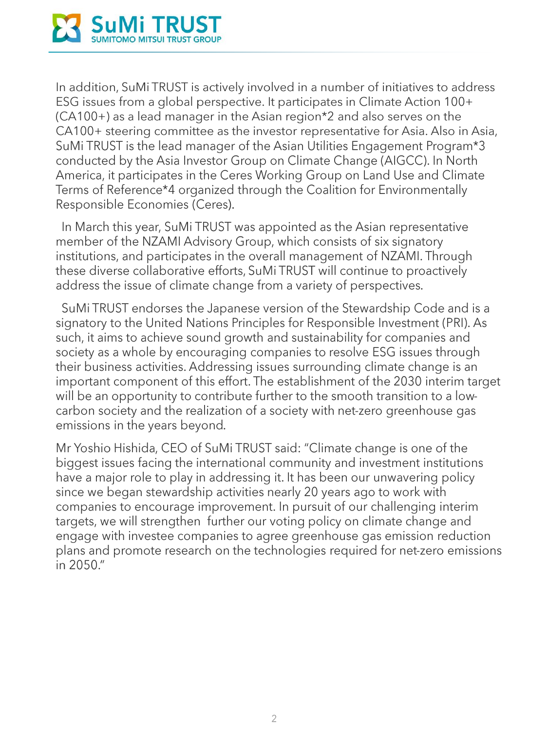In addition, SuMi TRUST is actively involved in a number of initiatives to address ESG issues from a global perspective. It participates in Climate Action 100+ (CA100+) as a lead manager in the Asian region*2 and also serves on the CA100+ steering committee as the investor representative for Asia. Also in Asia, SuMi TRUST is the lead manager of the Asian Utilities Engagement Program*3 conducted by the Asia Investor Group on Climate Change (AIGCC). In North America, it participates in the Ceres Working Group on Land Use and Climate Terms of Reference*4 organized through the Coalition for Environmentally Responsible Economies (Ceres).

In March this year, SuMi TRUST was appointed as the Asian representative member of the NZAMI Advisory Group, which consists of six signatory institutions, and participates in the overall management of NZAMI. Through these diverse collaborative efforts, SuMi TRUST will continue to proactively address the issue of climate change from a variety of perspectives.

SuMi TRUST endorses the Japanese version of the Stewardship Code and is a signatory to the United Nations Principles for Responsible Investment (PRI). As such, it aims to achieve sound growth and sustainability for companies and society as a whole by encouraging companies to resolve ESG issues through their business activities. Addressing issues surrounding climate change is an important component of this effort. The establishment of the 2030 interim target will be an opportunity to contribute further to the smooth transition to a low-carbon society and the realization of a society with net-zero greenhouse gas emissions in the years beyond.

Mr Yoshio Hishida, CEO of SuMi TRUST said: "Climate change is one of the biggest issues facing the international community and investment institutions have a major role to play in addressing it. It has been our unwavering policy since we began stewardship activities nearly 20 years ago to work with companies to encourage improvement. In pursuit of our challenging interim targets, we will strengthen further our voting policy on climate change and engage with investee companies to agree greenhouse gas emission reduction plans and promote research on the technologies required for net-zero emissions in 2050."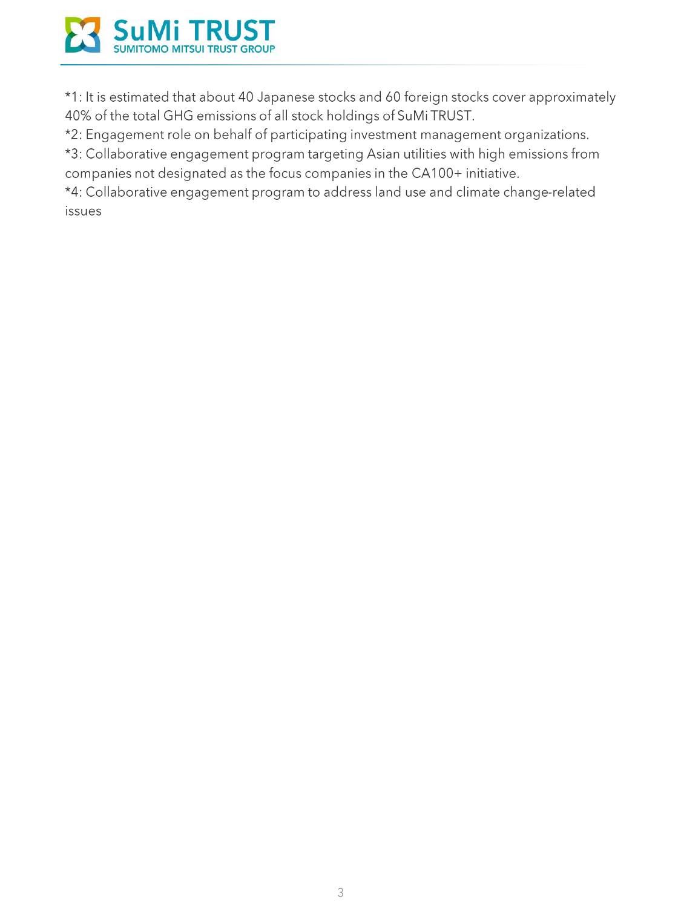*1: It is estimated that about 40 Japanese stocks and 60 foreign stocks cover approximately 40% of the total GHG emissions of all stock holdings of SuMi TRUST.
*2: Engagement role on behalf of participating investment management organizations.
*3: Collaborative engagement program targeting Asian utilities with high emissions from companies not designated as the focus companies in the CA100+ initiative.
*4: Collaborative engagement program to address land use and climate change-related issues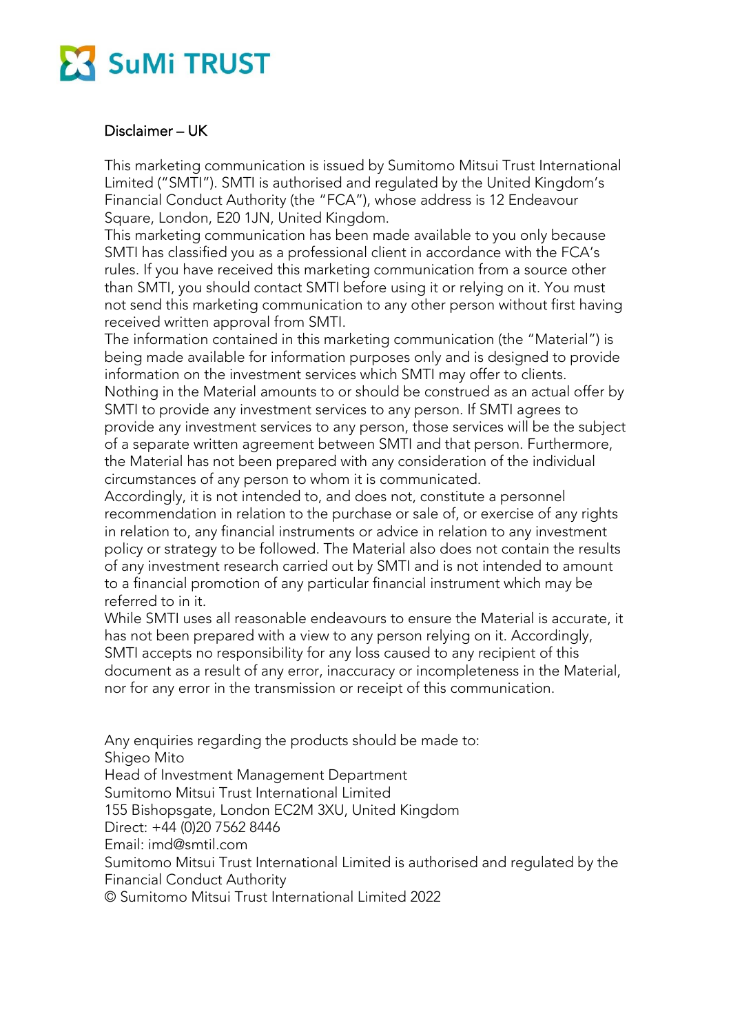SuMi TRUST

## Disclaimer – UK

This marketing communication is issued by Sumitomo Mitsui Trust International Limited ("SMTI"). SMTI is authorised and regulated by the United Kingdom's Financial Conduct Authority (the "FCA"), whose address is 12 Endeavour Square, London, E20 1JN, United Kingdom.

This marketing communication has been made available to you only because SMTI has classified you as a professional client in accordance with the FCA's rules. If you have received this marketing communication from a source other than SMTI, you should contact SMTI before using it or relying on it. You must not send this marketing communication to any other person without first having received written approval from SMTI.

The information contained in this marketing communication (the "Material") is being made available for information purposes only and is designed to provide information on the investment services which SMTI may offer to clients.

Nothing in the Material amounts to or should be construed as an actual offer by SMTI to provide any investment services to any person. If SMTI agrees to provide any investment services to any person, those services will be the subject of a separate written agreement between SMTI and that person. Furthermore, the Material has not been prepared with any consideration of the individual circumstances of any person to whom it is communicated.

Accordingly, it is not intended to, and does not, constitute a personnel recommendation in relation to the purchase or sale of, or exercise of any rights in relation to, any financial instruments or advice in relation to any investment policy or strategy to be followed. The Material also does not contain the results of any investment research carried out by SMTI and is not intended to amount to a financial promotion of any particular financial instrument which may be referred to in it.

While SMTI uses all reasonable endeavours to ensure the Material is accurate, it has not been prepared with a view to any person relying on it. Accordingly, SMTI accepts no responsibility for any loss caused to any recipient of this document as a result of any error, inaccuracy or incompleteness in the Material, nor for any error in the transmission or receipt of this communication.

Any enquiries regarding the products should be made to:
Shigeo Mito
Head of Investment Management Department
Sumitomo Mitsui Trust International Limited
155 Bishopsgate, London EC2M 3XU, United Kingdom
Direct: +44 (0)20 7562 8446
Email: imd@smtil.com
Sumitomo Mitsui Trust International Limited is authorised and regulated by the Financial Conduct Authority
© Sumitomo Mitsui Trust International Limited 2022